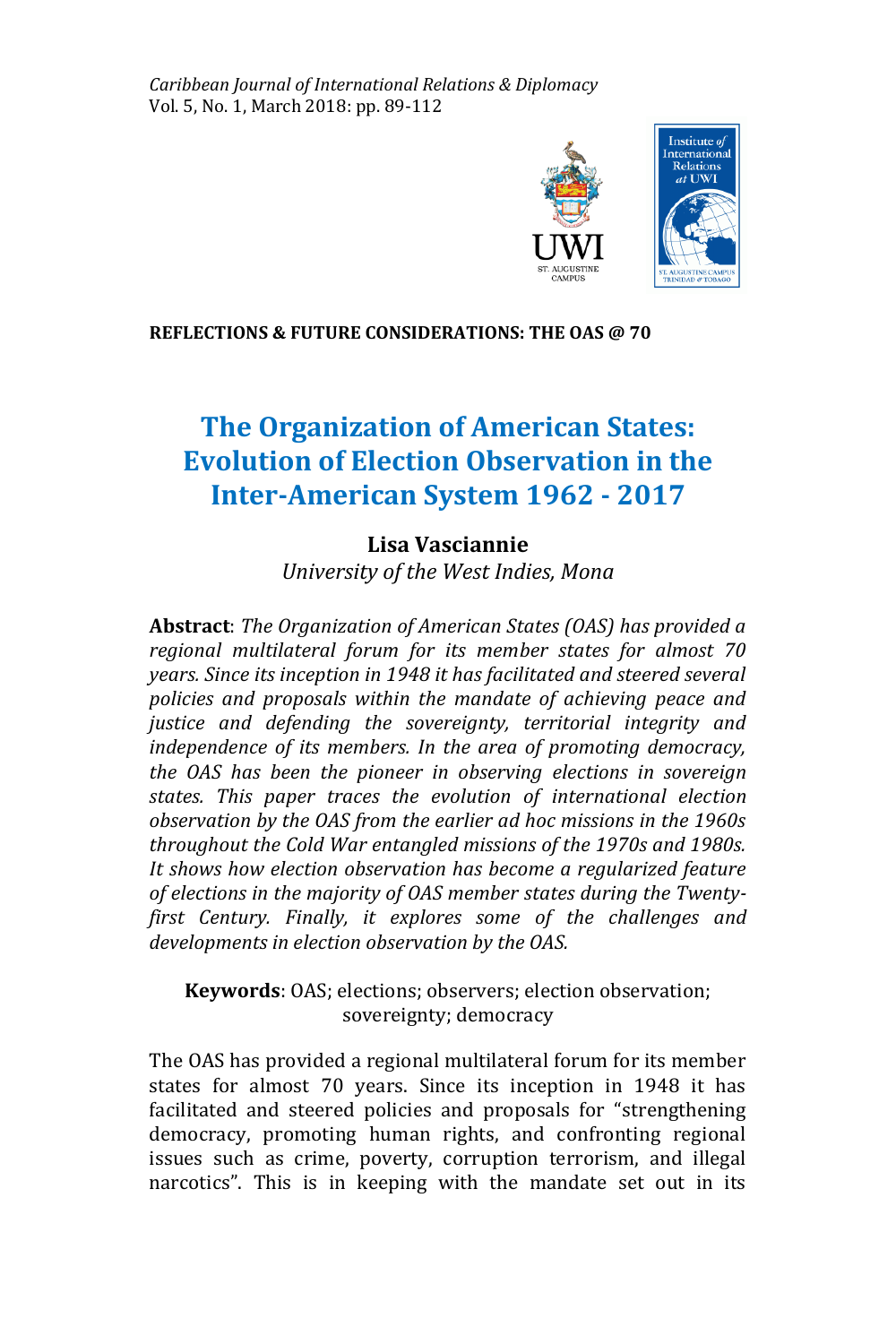**REFLECTIONS & FUTURE CONSIDERATIONS: THE OAS @ 70**

# The Organization of American States: Evolution of Election Observation in the Inter-American System 1962 - 2017

**Lisa Vasciannie**

*University of the West Indies, Mona*

**Abstract**: *The Organization of American States (OAS) has provided a regional multilateral forum for its member states for almost 70 years. Since its inception in 1948 it has facilitated and steered several policies and proposals within the mandate of achieving peace and justice and defending the sovereignty, territorial integrity and independence of its members. In the area of promoting democracy, the OAS has been the pioneer in observing elections in sovereign states. This paper traces the evolution of international election observation by the OAS from the earlier ad hoc missions in the 1960s throughout the Cold War entangled missions of the 1970s and 1980s. It shows how election observation has become a regularized feature of elections in the majority of OAS member states during the Twenty-first Century. Finally, it explores some of the challenges and developments in election observation by the OAS.*

**Keywords**: OAS; elections; observers; election observation; sovereignty; democracy

The OAS has provided a regional multilateral forum for its member states for almost 70 years. Since its inception in 1948 it has facilitated and steered policies and proposals for "strengthening democracy, promoting human rights, and confronting regional issues such as crime, poverty, corruption terrorism, and illegal narcotics". This is in keeping with the mandate set out in its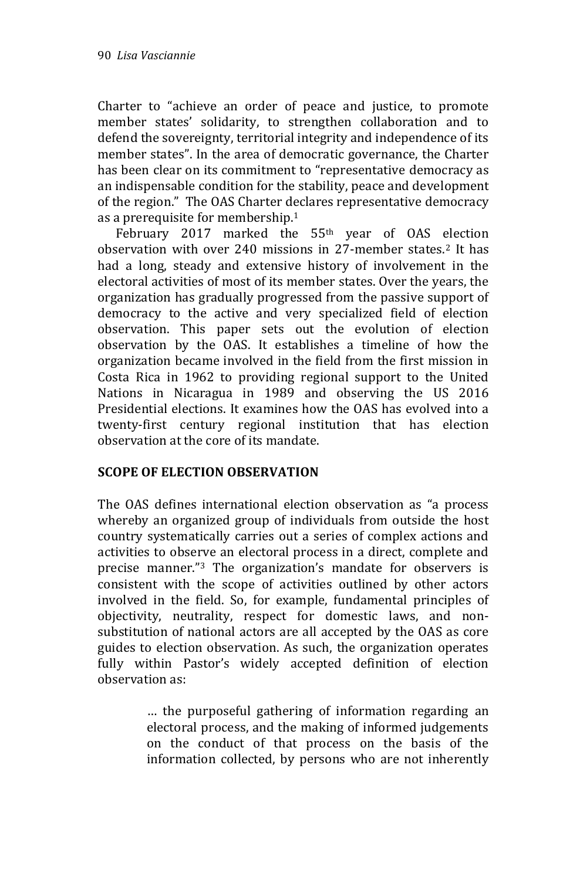Charter to "achieve an order of peace and justice, to promote member states' solidarity, to strengthen collaboration and to defend the sovereignty, territorial integrity and independence of its member states". In the area of democratic governance, the Charter has been clear on its commitment to "representative democracy as an indispensable condition for the stability, peace and development of the region." The OAS Charter declares representative democracy as a prerequisite for membership.[1]

February 2017 marked the 55th year of OAS election observation with over 240 missions in 27-member states.[2] It has had a long, steady and extensive history of involvement in the electoral activities of most of its member states. Over the years, the organization has gradually progressed from the passive support of democracy to the active and very specialized field of election observation. This paper sets out the evolution of election observation by the OAS. It establishes a timeline of how the organization became involved in the field from the first mission in Costa Rica in 1962 to providing regional support to the United Nations in Nicaragua in 1989 and observing the US 2016 Presidential elections. It examines how the OAS has evolved into a twenty-first century regional institution that has election observation at the core of its mandate.

## SCOPE OF ELECTION OBSERVATION

The OAS defines international election observation as "a process whereby an organized group of individuals from outside the host country systematically carries out a series of complex actions and activities to observe an electoral process in a direct, complete and precise manner."[3] The organization's mandate for observers is consistent with the scope of activities outlined by other actors involved in the field. So, for example, fundamental principles of objectivity, neutrality, respect for domestic laws, and non-substitution of national actors are all accepted by the OAS as core guides to election observation. As such, the organization operates fully within Pastor's widely accepted definition of election observation as:

> … the purposeful gathering of information regarding an electoral process, and the making of informed judgements on the conduct of that process on the basis of the information collected, by persons who are not inherently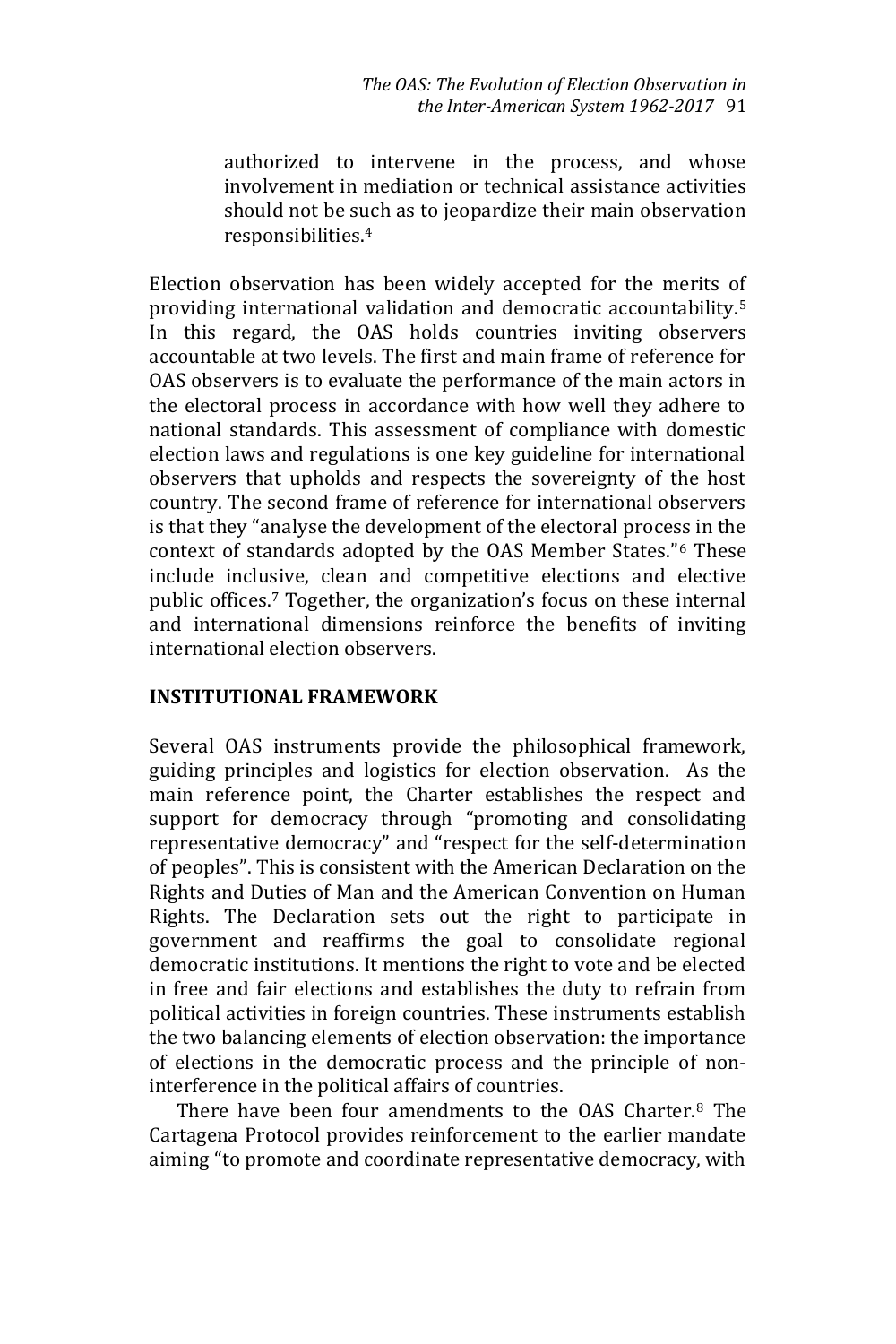> authorized to intervene in the process, and whose involvement in mediation or technical assistance activities should not be such as to jeopardize their main observation responsibilities.[4]

Election observation has been widely accepted for the merits of providing international validation and democratic accountability.[5] In this regard, the OAS holds countries inviting observers accountable at two levels. The first and main frame of reference for OAS observers is to evaluate the performance of the main actors in the electoral process in accordance with how well they adhere to national standards. This assessment of compliance with domestic election laws and regulations is one key guideline for international observers that upholds and respects the sovereignty of the host country. The second frame of reference for international observers is that they "analyse the development of the electoral process in the context of standards adopted by the OAS Member States."[6] These include inclusive, clean and competitive elections and elective public offices.[7] Together, the organization's focus on these internal and international dimensions reinforce the benefits of inviting international election observers.

## INSTITUTIONAL FRAMEWORK

Several OAS instruments provide the philosophical framework, guiding principles and logistics for election observation. As the main reference point, the Charter establishes the respect and support for democracy through "promoting and consolidating representative democracy" and "respect for the self-determination of peoples". This is consistent with the American Declaration on the Rights and Duties of Man and the American Convention on Human Rights. The Declaration sets out the right to participate in government and reaffirms the goal to consolidate regional democratic institutions. It mentions the right to vote and be elected in free and fair elections and establishes the duty to refrain from political activities in foreign countries. These instruments establish the two balancing elements of election observation: the importance of elections in the democratic process and the principle of non-interference in the political affairs of countries.

There have been four amendments to the OAS Charter.[8] The Cartagena Protocol provides reinforcement to the earlier mandate aiming "to promote and coordinate representative democracy, with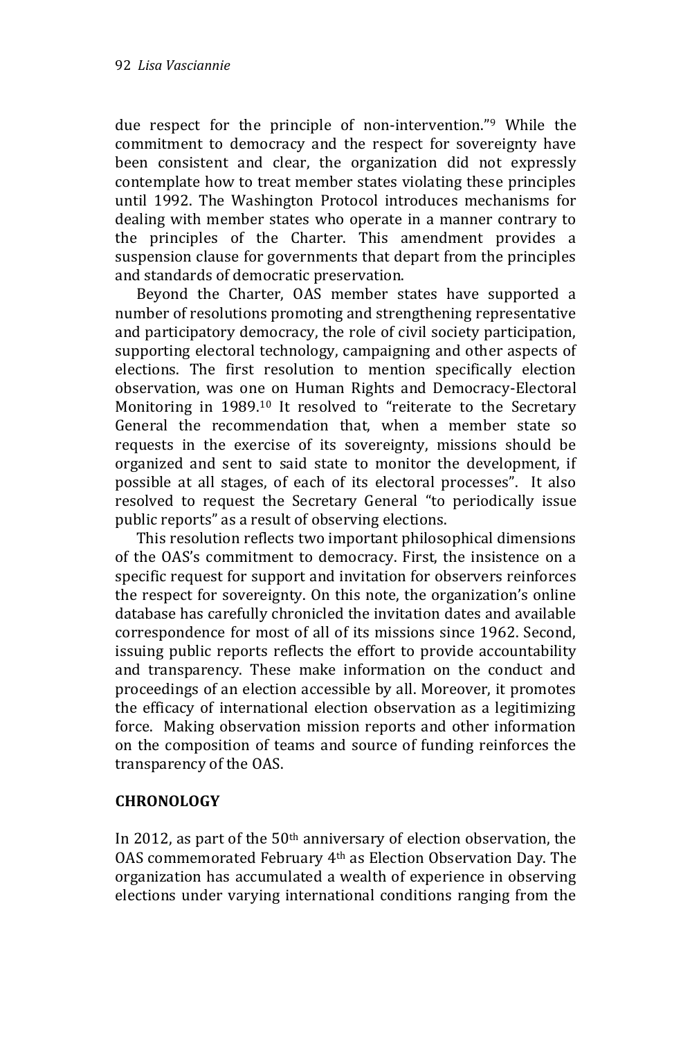due respect for the principle of non-intervention."[9] While the commitment to democracy and the respect for sovereignty have been consistent and clear, the organization did not expressly contemplate how to treat member states violating these principles until 1992. The Washington Protocol introduces mechanisms for dealing with member states who operate in a manner contrary to the principles of the Charter. This amendment provides a suspension clause for governments that depart from the principles and standards of democratic preservation.

Beyond the Charter, OAS member states have supported a number of resolutions promoting and strengthening representative and participatory democracy, the role of civil society participation, supporting electoral technology, campaigning and other aspects of elections. The first resolution to mention specifically election observation, was one on Human Rights and Democracy-Electoral Monitoring in 1989.[10] It resolved to "reiterate to the Secretary General the recommendation that, when a member state so requests in the exercise of its sovereignty, missions should be organized and sent to said state to monitor the development, if possible at all stages, of each of its electoral processes". It also resolved to request the Secretary General "to periodically issue public reports" as a result of observing elections.

This resolution reflects two important philosophical dimensions of the OAS's commitment to democracy. First, the insistence on a specific request for support and invitation for observers reinforces the respect for sovereignty. On this note, the organization's online database has carefully chronicled the invitation dates and available correspondence for most of all of its missions since 1962. Second, issuing public reports reflects the effort to provide accountability and transparency. These make information on the conduct and proceedings of an election accessible by all. Moreover, it promotes the efficacy of international election observation as a legitimizing force. Making observation mission reports and other information on the composition of teams and source of funding reinforces the transparency of the OAS.

## CHRONOLOGY

In 2012, as part of the 50th anniversary of election observation, the OAS commemorated February 4th as Election Observation Day. The organization has accumulated a wealth of experience in observing elections under varying international conditions ranging from the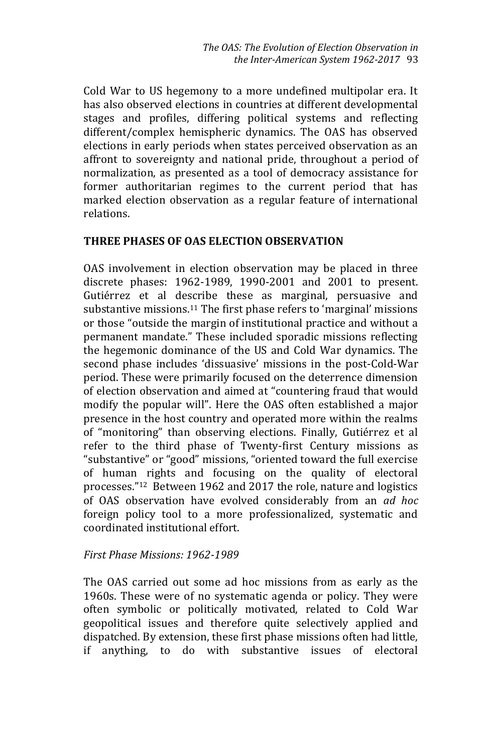Cold War to US hegemony to a more undefined multipolar era. It has also observed elections in countries at different developmental stages and profiles, differing political systems and reflecting different/complex hemispheric dynamics. The OAS has observed elections in early periods when states perceived observation as an affront to sovereignty and national pride, throughout a period of normalization, as presented as a tool of democracy assistance for former authoritarian regimes to the current period that has marked election observation as a regular feature of international relations.

## THREE PHASES OF OAS ELECTION OBSERVATION

OAS involvement in election observation may be placed in three discrete phases: 1962-1989, 1990-2001 and 2001 to present. Gutiérrez et al describe these as marginal, persuasive and substantive missions.[11] The first phase refers to 'marginal' missions or those "outside the margin of institutional practice and without a permanent mandate." These included sporadic missions reflecting the hegemonic dominance of the US and Cold War dynamics. The second phase includes 'dissuasive' missions in the post-Cold-War period. These were primarily focused on the deterrence dimension of election observation and aimed at "countering fraud that would modify the popular will". Here the OAS often established a major presence in the host country and operated more within the realms of "monitoring" than observing elections. Finally, Gutiérrez et al refer to the third phase of Twenty-first Century missions as "substantive" or "good" missions, "oriented toward the full exercise of human rights and focusing on the quality of electoral processes."[12] Between 1962 and 2017 the role, nature and logistics of OAS observation have evolved considerably from an *ad hoc* foreign policy tool to a more professionalized, systematic and coordinated institutional effort.

### *First Phase Missions: 1962-1989*

The OAS carried out some ad hoc missions from as early as the 1960s. These were of no systematic agenda or policy. They were often symbolic or politically motivated, related to Cold War geopolitical issues and therefore quite selectively applied and dispatched. By extension, these first phase missions often had little, if anything, to do with substantive issues of electoral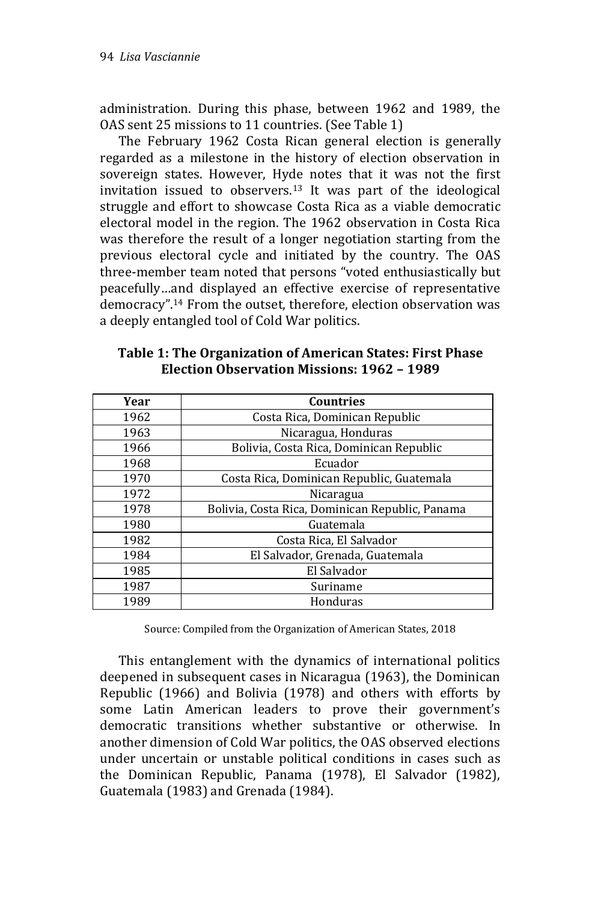administration. During this phase, between 1962 and 1989, the OAS sent 25 missions to 11 countries. (See Table 1)

The February 1962 Costa Rican general election is generally regarded as a milestone in the history of election observation in sovereign states. However, Hyde notes that it was not the first invitation issued to observers.[13] It was part of the ideological struggle and effort to showcase Costa Rica as a viable democratic electoral model in the region. The 1962 observation in Costa Rica was therefore the result of a longer negotiation starting from the previous electoral cycle and initiated by the country. The OAS three-member team noted that persons "voted enthusiastically but peacefully…and displayed an effective exercise of representative democracy".[14] From the outset, therefore, election observation was a deeply entangled tool of Cold War politics.

**Table 1: The Organization of American States: First Phase Election Observation Missions: 1962 – 1989**

| Year | Countries |
|---|---|
| 1962 | Costa Rica, Dominican Republic |
| 1963 | Nicaragua, Honduras |
| 1966 | Bolivia, Costa Rica, Dominican Republic |
| 1968 | Ecuador |
| 1970 | Costa Rica, Dominican Republic, Guatemala |
| 1972 | Nicaragua |
| 1978 | Bolivia, Costa Rica, Dominican Republic, Panama |
| 1980 | Guatemala |
| 1982 | Costa Rica, El Salvador |
| 1984 | El Salvador, Grenada, Guatemala |
| 1985 | El Salvador |
| 1987 | Suriname |
| 1989 | Honduras |

Source: Compiled from the Organization of American States, 2018

This entanglement with the dynamics of international politics deepened in subsequent cases in Nicaragua (1963), the Dominican Republic (1966) and Bolivia (1978) and others with efforts by some Latin American leaders to prove their government's democratic transitions whether substantive or otherwise. In another dimension of Cold War politics, the OAS observed elections under uncertain or unstable political conditions in cases such as the Dominican Republic, Panama (1978), El Salvador (1982), Guatemala (1983) and Grenada (1984).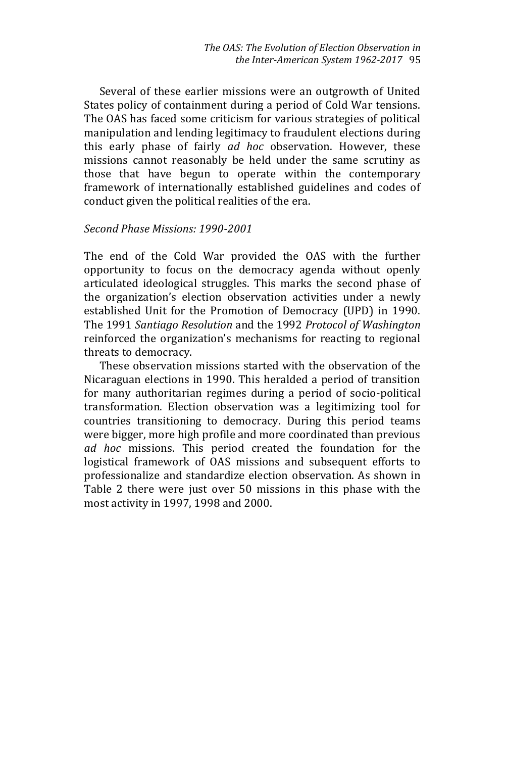Several of these earlier missions were an outgrowth of United States policy of containment during a period of Cold War tensions. The OAS has faced some criticism for various strategies of political manipulation and lending legitimacy to fraudulent elections during this early phase of fairly *ad hoc* observation. However, these missions cannot reasonably be held under the same scrutiny as those that have begun to operate within the contemporary framework of internationally established guidelines and codes of conduct given the political realities of the era.

### *Second Phase Missions: 1990-2001*

The end of the Cold War provided the OAS with the further opportunity to focus on the democracy agenda without openly articulated ideological struggles. This marks the second phase of the organization's election observation activities under a newly established Unit for the Promotion of Democracy (UPD) in 1990. The 1991 *Santiago Resolution* and the 1992 *Protocol of Washington* reinforced the organization's mechanisms for reacting to regional threats to democracy.

These observation missions started with the observation of the Nicaraguan elections in 1990. This heralded a period of transition for many authoritarian regimes during a period of socio-political transformation. Election observation was a legitimizing tool for countries transitioning to democracy. During this period teams were bigger, more high profile and more coordinated than previous *ad hoc* missions. This period created the foundation for the logistical framework of OAS missions and subsequent efforts to professionalize and standardize election observation. As shown in Table 2 there were just over 50 missions in this phase with the most activity in 1997, 1998 and 2000.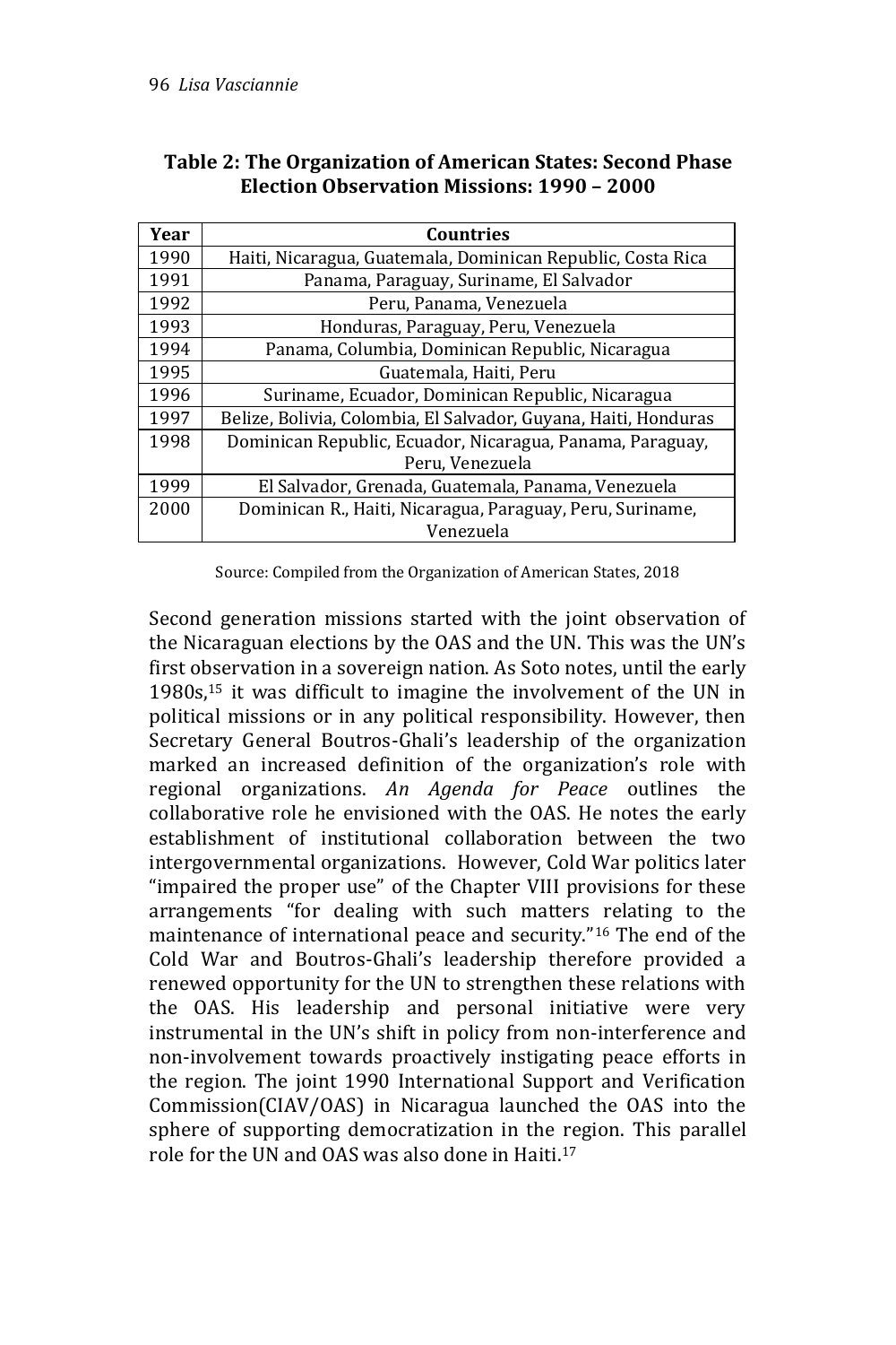**Table 2: The Organization of American States: Second Phase Election Observation Missions: 1990 – 2000**

| Year | Countries |
|---|---|
| 1990 | Haiti, Nicaragua, Guatemala, Dominican Republic, Costa Rica |
| 1991 | Panama, Paraguay, Suriname, El Salvador |
| 1992 | Peru, Panama, Venezuela |
| 1993 | Honduras, Paraguay, Peru, Venezuela |
| 1994 | Panama, Columbia, Dominican Republic, Nicaragua |
| 1995 | Guatemala, Haiti, Peru |
| 1996 | Suriname, Ecuador, Dominican Republic, Nicaragua |
| 1997 | Belize, Bolivia, Colombia, El Salvador, Guyana, Haiti, Honduras |
| 1998 | Dominican Republic, Ecuador, Nicaragua, Panama, Paraguay, Peru, Venezuela |
| 1999 | El Salvador, Grenada, Guatemala, Panama, Venezuela |
| 2000 | Dominican R., Haiti, Nicaragua, Paraguay, Peru, Suriname, Venezuela |

Source: Compiled from the Organization of American States, 2018

Second generation missions started with the joint observation of the Nicaraguan elections by the OAS and the UN. This was the UN's first observation in a sovereign nation. As Soto notes, until the early 1980s,[15] it was difficult to imagine the involvement of the UN in political missions or in any political responsibility. However, then Secretary General Boutros-Ghali's leadership of the organization marked an increased definition of the organization's role with regional organizations. *An Agenda for Peace* outlines the collaborative role he envisioned with the OAS. He notes the early establishment of institutional collaboration between the two intergovernmental organizations. However, Cold War politics later "impaired the proper use" of the Chapter VIII provisions for these arrangements "for dealing with such matters relating to the maintenance of international peace and security."[16] The end of the Cold War and Boutros-Ghali's leadership therefore provided a renewed opportunity for the UN to strengthen these relations with the OAS. His leadership and personal initiative were very instrumental in the UN's shift in policy from non-interference and non-involvement towards proactively instigating peace efforts in the region. The joint 1990 International Support and Verification Commission(CIAV/OAS) in Nicaragua launched the OAS into the sphere of supporting democratization in the region. This parallel role for the UN and OAS was also done in Haiti.[17]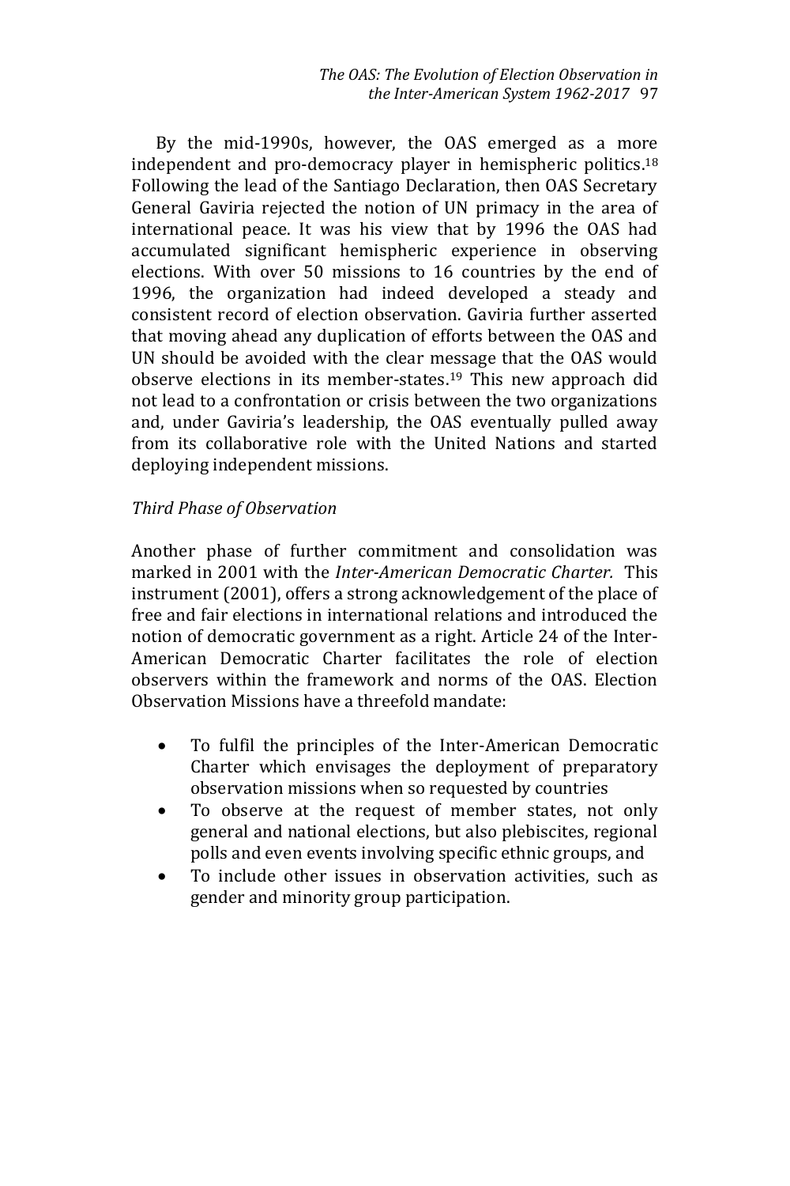By the mid-1990s, however, the OAS emerged as a more independent and pro-democracy player in hemispheric politics.[18] Following the lead of the Santiago Declaration, then OAS Secretary General Gaviria rejected the notion of UN primacy in the area of international peace. It was his view that by 1996 the OAS had accumulated significant hemispheric experience in observing elections. With over 50 missions to 16 countries by the end of 1996, the organization had indeed developed a steady and consistent record of election observation. Gaviria further asserted that moving ahead any duplication of efforts between the OAS and UN should be avoided with the clear message that the OAS would observe elections in its member-states.[19] This new approach did not lead to a confrontation or crisis between the two organizations and, under Gaviria's leadership, the OAS eventually pulled away from its collaborative role with the United Nations and started deploying independent missions.

*Third Phase of Observation*

Another phase of further commitment and consolidation was marked in 2001 with the *Inter-American Democratic Charter.* This instrument (2001), offers a strong acknowledgement of the place of free and fair elections in international relations and introduced the notion of democratic government as a right. Article 24 of the Inter-American Democratic Charter facilitates the role of election observers within the framework and norms of the OAS. Election Observation Missions have a threefold mandate:

- To fulfil the principles of the Inter-American Democratic Charter which envisages the deployment of preparatory observation missions when so requested by countries
- To observe at the request of member states, not only general and national elections, but also plebiscites, regional polls and even events involving specific ethnic groups, and
- To include other issues in observation activities, such as gender and minority group participation.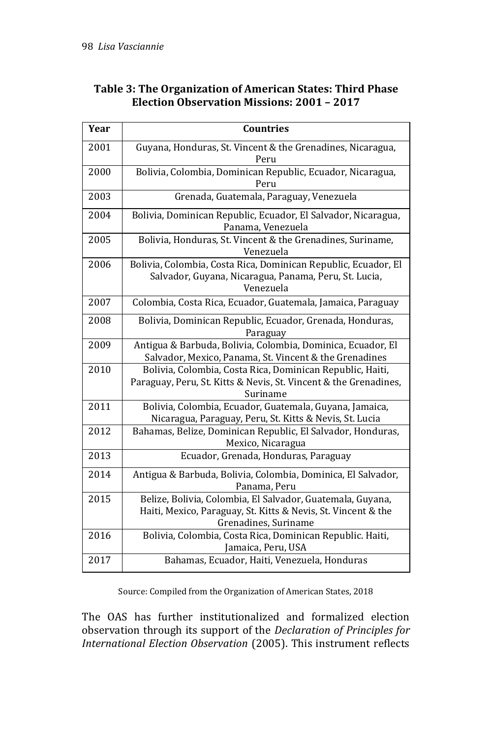**Table 3: The Organization of American States: Third Phase Election Observation Missions: 2001 – 2017**

| Year | Countries |
|---|---|
| 2001 | Guyana, Honduras, St. Vincent & the Grenadines, Nicaragua, Peru |
| 2000 | Bolivia, Colombia, Dominican Republic, Ecuador, Nicaragua, Peru |
| 2003 | Grenada, Guatemala, Paraguay, Venezuela |
| 2004 | Bolivia, Dominican Republic, Ecuador, El Salvador, Nicaragua, Panama, Venezuela |
| 2005 | Bolivia, Honduras, St. Vincent & the Grenadines, Suriname, Venezuela |
| 2006 | Bolivia, Colombia, Costa Rica, Dominican Republic, Ecuador, El Salvador, Guyana, Nicaragua, Panama, Peru, St. Lucia, Venezuela |
| 2007 | Colombia, Costa Rica, Ecuador, Guatemala, Jamaica, Paraguay |
| 2008 | Bolivia, Dominican Republic, Ecuador, Grenada, Honduras, Paraguay |
| 2009 | Antigua & Barbuda, Bolivia, Colombia, Dominica, Ecuador, El Salvador, Mexico, Panama, St. Vincent & the Grenadines |
| 2010 | Bolivia, Colombia, Costa Rica, Dominican Republic, Haiti, Paraguay, Peru, St. Kitts & Nevis, St. Vincent & the Grenadines, Suriname |
| 2011 | Bolivia, Colombia, Ecuador, Guatemala, Guyana, Jamaica, Nicaragua, Paraguay, Peru, St. Kitts & Nevis, St. Lucia |
| 2012 | Bahamas, Belize, Dominican Republic, El Salvador, Honduras, Mexico, Nicaragua |
| 2013 | Ecuador, Grenada, Honduras, Paraguay |
| 2014 | Antigua & Barbuda, Bolivia, Colombia, Dominica, El Salvador, Panama, Peru |
| 2015 | Belize, Bolivia, Colombia, El Salvador, Guatemala, Guyana, Haiti, Mexico, Paraguay, St. Kitts & Nevis, St. Vincent & the Grenadines, Suriname |
| 2016 | Bolivia, Colombia, Costa Rica, Dominican Republic. Haiti, Jamaica, Peru, USA |
| 2017 | Bahamas, Ecuador, Haiti, Venezuela, Honduras |

Source: Compiled from the Organization of American States, 2018

The OAS has further institutionalized and formalized election observation through its support of the *Declaration of Principles for International Election Observation* (2005). This instrument reflects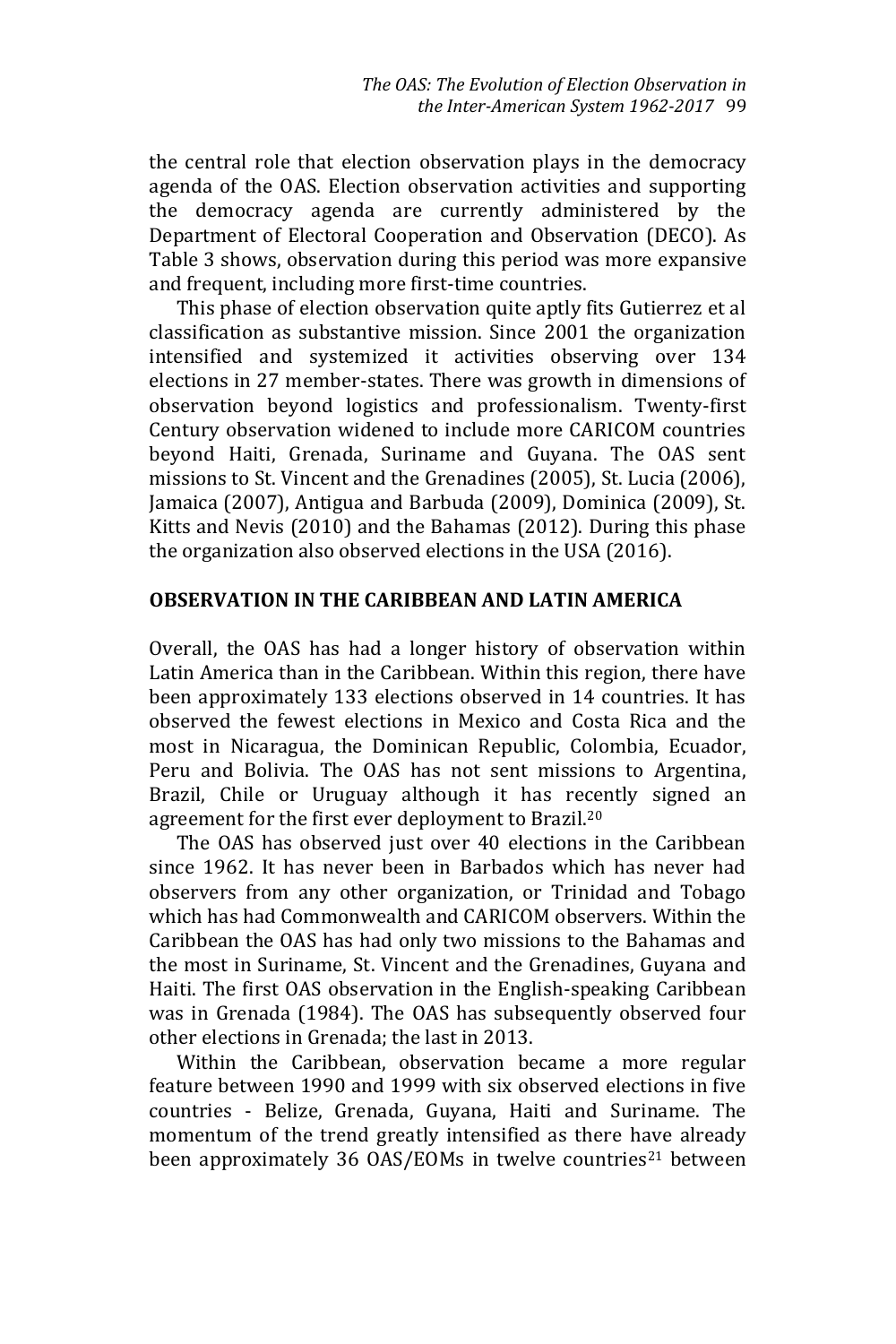the central role that election observation plays in the democracy agenda of the OAS. Election observation activities and supporting the democracy agenda are currently administered by the Department of Electoral Cooperation and Observation (DECO). As Table 3 shows, observation during this period was more expansive and frequent, including more first-time countries.

This phase of election observation quite aptly fits Gutierrez et al classification as substantive mission. Since 2001 the organization intensified and systemized it activities observing over 134 elections in 27 member-states. There was growth in dimensions of observation beyond logistics and professionalism. Twenty-first Century observation widened to include more CARICOM countries beyond Haiti, Grenada, Suriname and Guyana. The OAS sent missions to St. Vincent and the Grenadines (2005), St. Lucia (2006), Jamaica (2007), Antigua and Barbuda (2009), Dominica (2009), St. Kitts and Nevis (2010) and the Bahamas (2012). During this phase the organization also observed elections in the USA (2016).

## OBSERVATION IN THE CARIBBEAN AND LATIN AMERICA

Overall, the OAS has had a longer history of observation within Latin America than in the Caribbean. Within this region, there have been approximately 133 elections observed in 14 countries. It has observed the fewest elections in Mexico and Costa Rica and the most in Nicaragua, the Dominican Republic, Colombia, Ecuador, Peru and Bolivia. The OAS has not sent missions to Argentina, Brazil, Chile or Uruguay although it has recently signed an agreement for the first ever deployment to Brazil.[20]

The OAS has observed just over 40 elections in the Caribbean since 1962. It has never been in Barbados which has never had observers from any other organization, or Trinidad and Tobago which has had Commonwealth and CARICOM observers. Within the Caribbean the OAS has had only two missions to the Bahamas and the most in Suriname, St. Vincent and the Grenadines, Guyana and Haiti. The first OAS observation in the English-speaking Caribbean was in Grenada (1984). The OAS has subsequently observed four other elections in Grenada; the last in 2013.

Within the Caribbean, observation became a more regular feature between 1990 and 1999 with six observed elections in five countries - Belize, Grenada, Guyana, Haiti and Suriname. The momentum of the trend greatly intensified as there have already been approximately 36 OAS/EOMs in twelve countries[21] between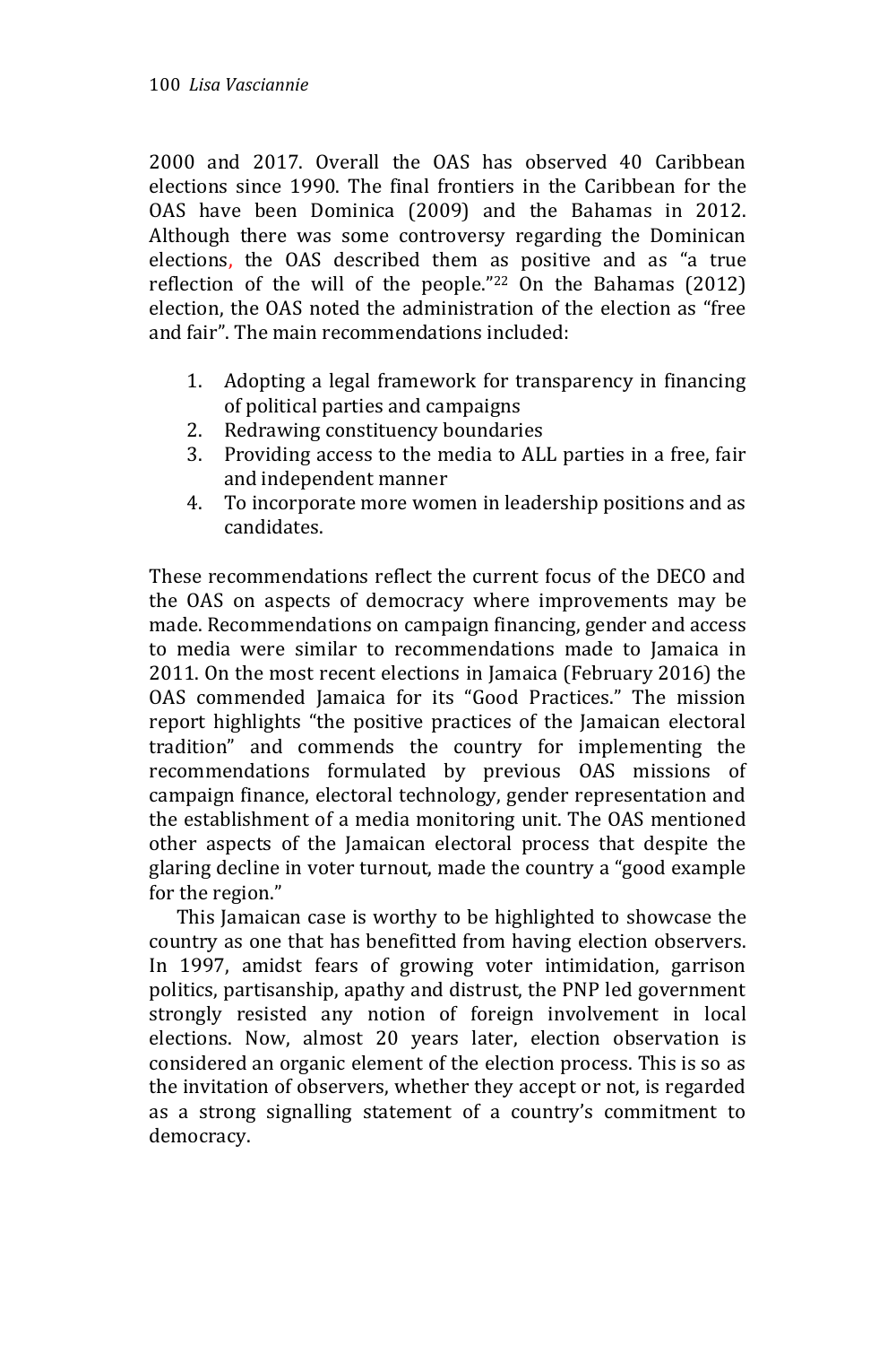2000 and 2017. Overall the OAS has observed 40 Caribbean elections since 1990. The final frontiers in the Caribbean for the OAS have been Dominica (2009) and the Bahamas in 2012. Although there was some controversy regarding the Dominican elections, the OAS described them as positive and as "a true reflection of the will of the people."[22] On the Bahamas (2012) election, the OAS noted the administration of the election as "free and fair". The main recommendations included:

1. Adopting a legal framework for transparency in financing of political parties and campaigns
2. Redrawing constituency boundaries
3. Providing access to the media to ALL parties in a free, fair and independent manner
4. To incorporate more women in leadership positions and as candidates.

These recommendations reflect the current focus of the DECO and the OAS on aspects of democracy where improvements may be made. Recommendations on campaign financing, gender and access to media were similar to recommendations made to Jamaica in 2011. On the most recent elections in Jamaica (February 2016) the OAS commended Jamaica for its "Good Practices." The mission report highlights "the positive practices of the Jamaican electoral tradition" and commends the country for implementing the recommendations formulated by previous OAS missions of campaign finance, electoral technology, gender representation and the establishment of a media monitoring unit. The OAS mentioned other aspects of the Jamaican electoral process that despite the glaring decline in voter turnout, made the country a "good example for the region."

This Jamaican case is worthy to be highlighted to showcase the country as one that has benefitted from having election observers. In 1997, amidst fears of growing voter intimidation, garrison politics, partisanship, apathy and distrust, the PNP led government strongly resisted any notion of foreign involvement in local elections. Now, almost 20 years later, election observation is considered an organic element of the election process. This is so as the invitation of observers, whether they accept or not, is regarded as a strong signalling statement of a country's commitment to democracy.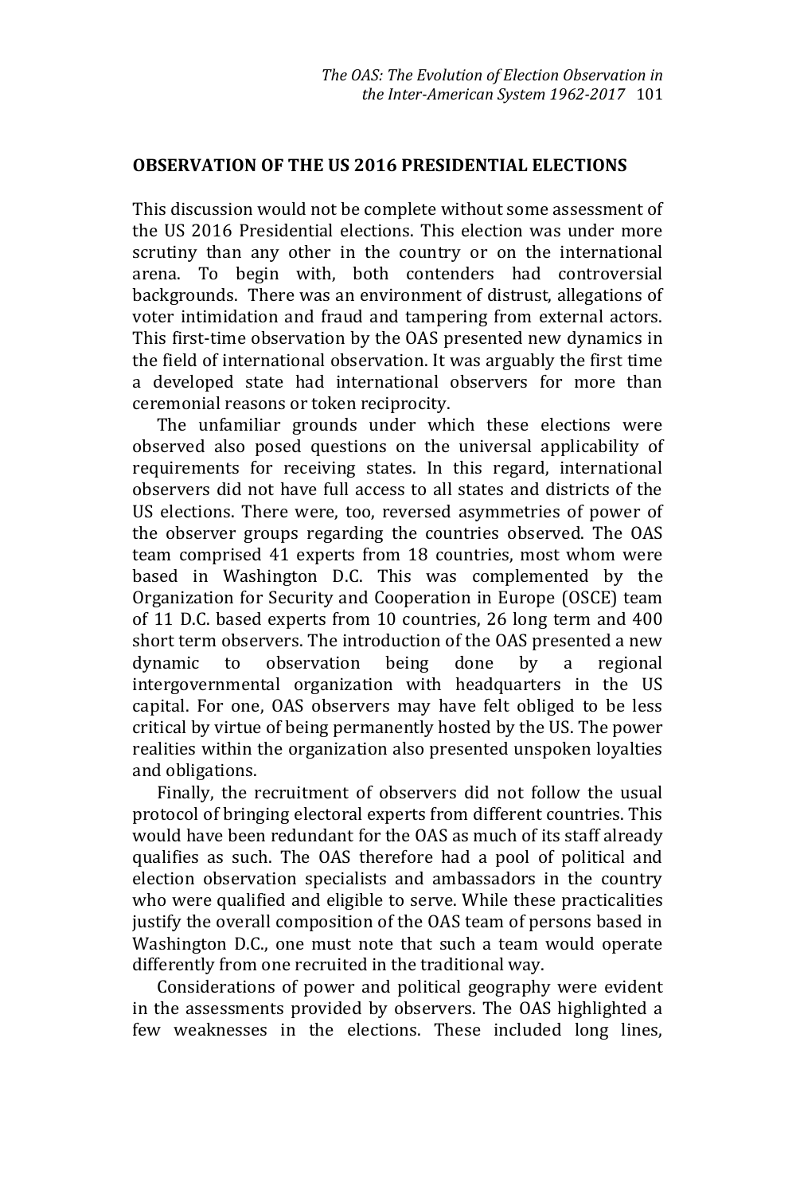## OBSERVATION OF THE US 2016 PRESIDENTIAL ELECTIONS

This discussion would not be complete without some assessment of the US 2016 Presidential elections. This election was under more scrutiny than any other in the country or on the international arena. To begin with, both contenders had controversial backgrounds. There was an environment of distrust, allegations of voter intimidation and fraud and tampering from external actors. This first-time observation by the OAS presented new dynamics in the field of international observation. It was arguably the first time a developed state had international observers for more than ceremonial reasons or token reciprocity.

The unfamiliar grounds under which these elections were observed also posed questions on the universal applicability of requirements for receiving states. In this regard, international observers did not have full access to all states and districts of the US elections. There were, too, reversed asymmetries of power of the observer groups regarding the countries observed. The OAS team comprised 41 experts from 18 countries, most whom were based in Washington D.C. This was complemented by the Organization for Security and Cooperation in Europe (OSCE) team of 11 D.C. based experts from 10 countries, 26 long term and 400 short term observers. The introduction of the OAS presented a new dynamic to observation being done by a regional intergovernmental organization with headquarters in the US capital. For one, OAS observers may have felt obliged to be less critical by virtue of being permanently hosted by the US. The power realities within the organization also presented unspoken loyalties and obligations.

Finally, the recruitment of observers did not follow the usual protocol of bringing electoral experts from different countries. This would have been redundant for the OAS as much of its staff already qualifies as such. The OAS therefore had a pool of political and election observation specialists and ambassadors in the country who were qualified and eligible to serve. While these practicalities justify the overall composition of the OAS team of persons based in Washington D.C., one must note that such a team would operate differently from one recruited in the traditional way.

Considerations of power and political geography were evident in the assessments provided by observers. The OAS highlighted a few weaknesses in the elections. These included long lines,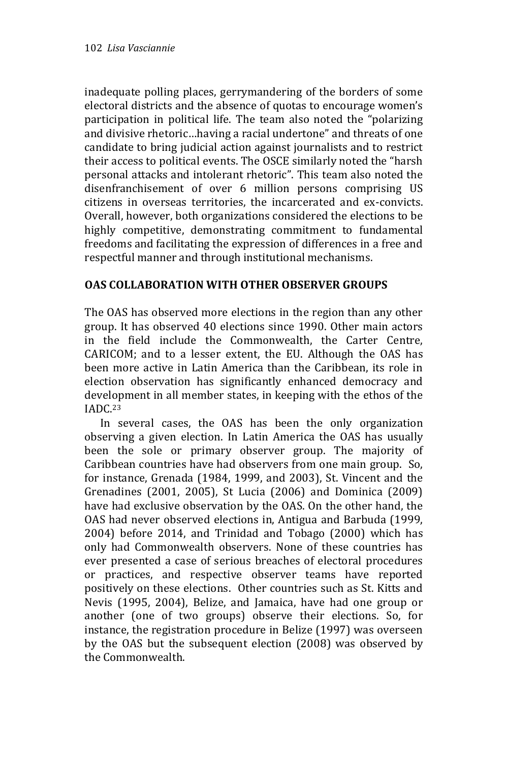inadequate polling places, gerrymandering of the borders of some electoral districts and the absence of quotas to encourage women's participation in political life. The team also noted the "polarizing and divisive rhetoric…having a racial undertone" and threats of one candidate to bring judicial action against journalists and to restrict their access to political events. The OSCE similarly noted the "harsh personal attacks and intolerant rhetoric". This team also noted the disenfranchisement of over 6 million persons comprising US citizens in overseas territories, the incarcerated and ex-convicts. Overall, however, both organizations considered the elections to be highly competitive, demonstrating commitment to fundamental freedoms and facilitating the expression of differences in a free and respectful manner and through institutional mechanisms.

## OAS COLLABORATION WITH OTHER OBSERVER GROUPS

The OAS has observed more elections in the region than any other group. It has observed 40 elections since 1990. Other main actors in the field include the Commonwealth, the Carter Centre, CARICOM; and to a lesser extent, the EU. Although the OAS has been more active in Latin America than the Caribbean, its role in election observation has significantly enhanced democracy and development in all member states, in keeping with the ethos of the IADC.[23]

In several cases, the OAS has been the only organization observing a given election. In Latin America the OAS has usually been the sole or primary observer group. The majority of Caribbean countries have had observers from one main group. So, for instance, Grenada (1984, 1999, and 2003), St. Vincent and the Grenadines (2001, 2005), St Lucia (2006) and Dominica (2009) have had exclusive observation by the OAS. On the other hand, the OAS had never observed elections in, Antigua and Barbuda (1999, 2004) before 2014, and Trinidad and Tobago (2000) which has only had Commonwealth observers. None of these countries has ever presented a case of serious breaches of electoral procedures or practices, and respective observer teams have reported positively on these elections. Other countries such as St. Kitts and Nevis (1995, 2004), Belize, and Jamaica, have had one group or another (one of two groups) observe their elections. So, for instance, the registration procedure in Belize (1997) was overseen by the OAS but the subsequent election (2008) was observed by the Commonwealth.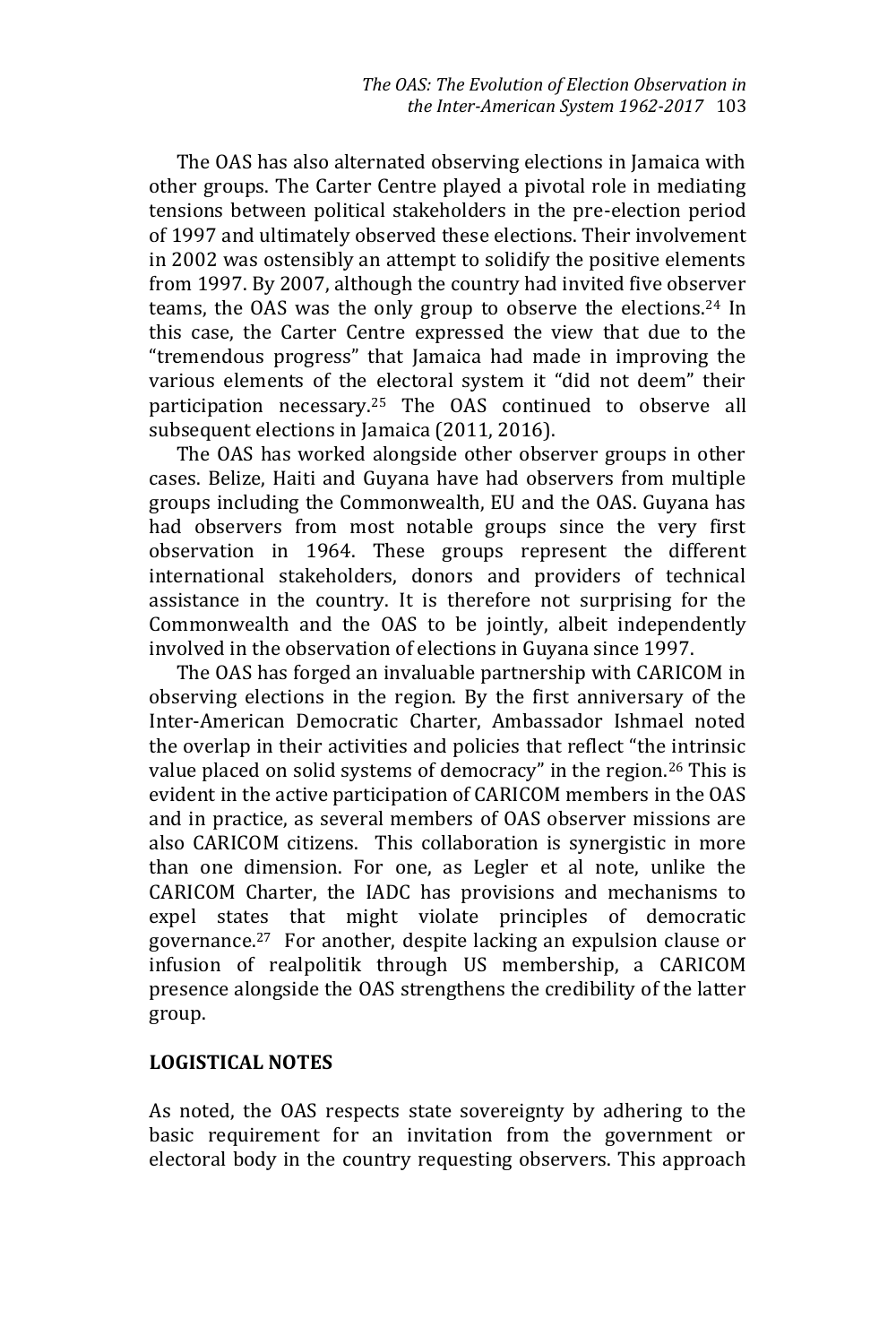The OAS has also alternated observing elections in Jamaica with other groups. The Carter Centre played a pivotal role in mediating tensions between political stakeholders in the pre-election period of 1997 and ultimately observed these elections. Their involvement in 2002 was ostensibly an attempt to solidify the positive elements from 1997. By 2007, although the country had invited five observer teams, the OAS was the only group to observe the elections.[24] In this case, the Carter Centre expressed the view that due to the "tremendous progress" that Jamaica had made in improving the various elements of the electoral system it "did not deem" their participation necessary.[25] The OAS continued to observe all subsequent elections in Jamaica (2011, 2016).

The OAS has worked alongside other observer groups in other cases. Belize, Haiti and Guyana have had observers from multiple groups including the Commonwealth, EU and the OAS. Guyana has had observers from most notable groups since the very first observation in 1964. These groups represent the different international stakeholders, donors and providers of technical assistance in the country. It is therefore not surprising for the Commonwealth and the OAS to be jointly, albeit independently involved in the observation of elections in Guyana since 1997.

The OAS has forged an invaluable partnership with CARICOM in observing elections in the region. By the first anniversary of the Inter-American Democratic Charter, Ambassador Ishmael noted the overlap in their activities and policies that reflect "the intrinsic value placed on solid systems of democracy" in the region.[26] This is evident in the active participation of CARICOM members in the OAS and in practice, as several members of OAS observer missions are also CARICOM citizens. This collaboration is synergistic in more than one dimension. For one, as Legler et al note, unlike the CARICOM Charter, the IADC has provisions and mechanisms to expel states that might violate principles of democratic governance.[27] For another, despite lacking an expulsion clause or infusion of realpolitik through US membership, a CARICOM presence alongside the OAS strengthens the credibility of the latter group.

## LOGISTICAL NOTES

As noted, the OAS respects state sovereignty by adhering to the basic requirement for an invitation from the government or electoral body in the country requesting observers. This approach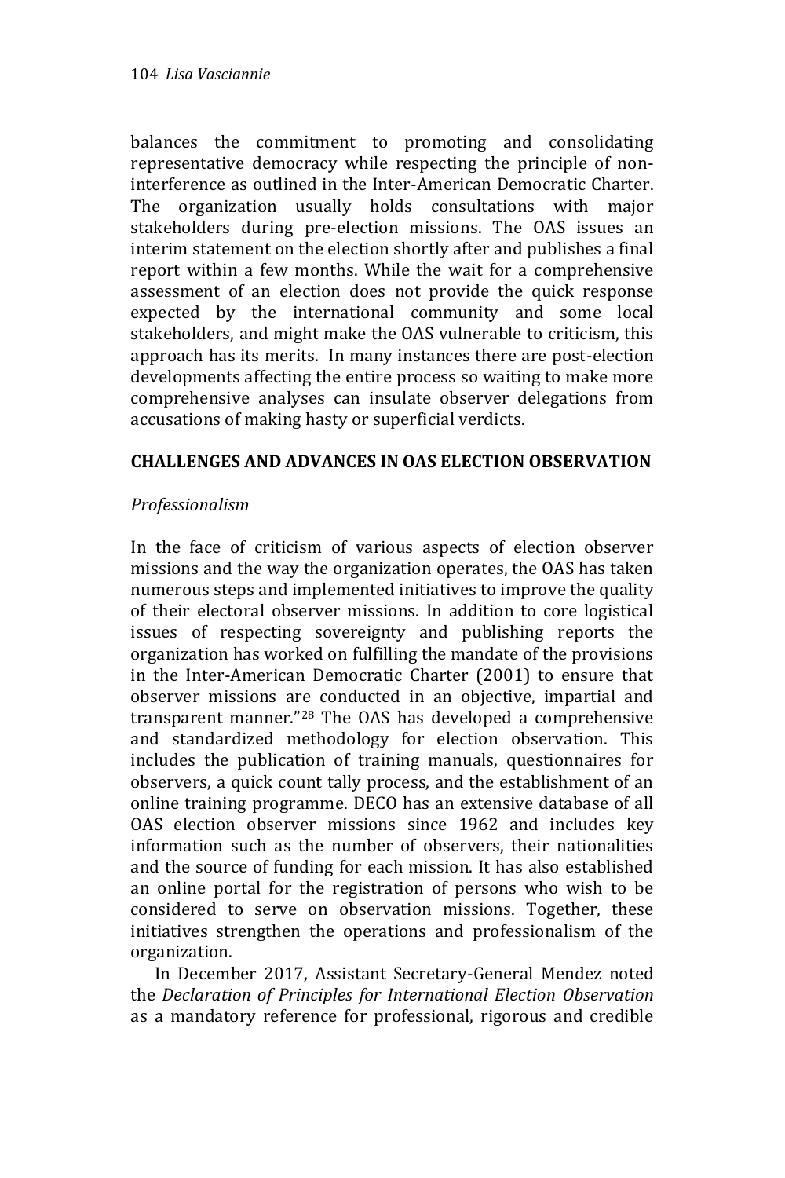balances the commitment to promoting and consolidating representative democracy while respecting the principle of non-interference as outlined in the Inter-American Democratic Charter. The organization usually holds consultations with major stakeholders during pre-election missions. The OAS issues an interim statement on the election shortly after and publishes a final report within a few months. While the wait for a comprehensive assessment of an election does not provide the quick response expected by the international community and some local stakeholders, and might make the OAS vulnerable to criticism, this approach has its merits. In many instances there are post-election developments affecting the entire process so waiting to make more comprehensive analyses can insulate observer delegations from accusations of making hasty or superficial verdicts.

## CHALLENGES AND ADVANCES IN OAS ELECTION OBSERVATION

### *Professionalism*

In the face of criticism of various aspects of election observer missions and the way the organization operates, the OAS has taken numerous steps and implemented initiatives to improve the quality of their electoral observer missions. In addition to core logistical issues of respecting sovereignty and publishing reports the organization has worked on fulfilling the mandate of the provisions in the Inter-American Democratic Charter (2001) to ensure that observer missions are conducted in an objective, impartial and transparent manner."[28] The OAS has developed a comprehensive and standardized methodology for election observation. This includes the publication of training manuals, questionnaires for observers, a quick count tally process, and the establishment of an online training programme. DECO has an extensive database of all OAS election observer missions since 1962 and includes key information such as the number of observers, their nationalities and the source of funding for each mission. It has also established an online portal for the registration of persons who wish to be considered to serve on observation missions. Together, these initiatives strengthen the operations and professionalism of the organization.

In December 2017, Assistant Secretary-General Mendez noted the *Declaration of Principles for International Election Observation* as a mandatory reference for professional, rigorous and credible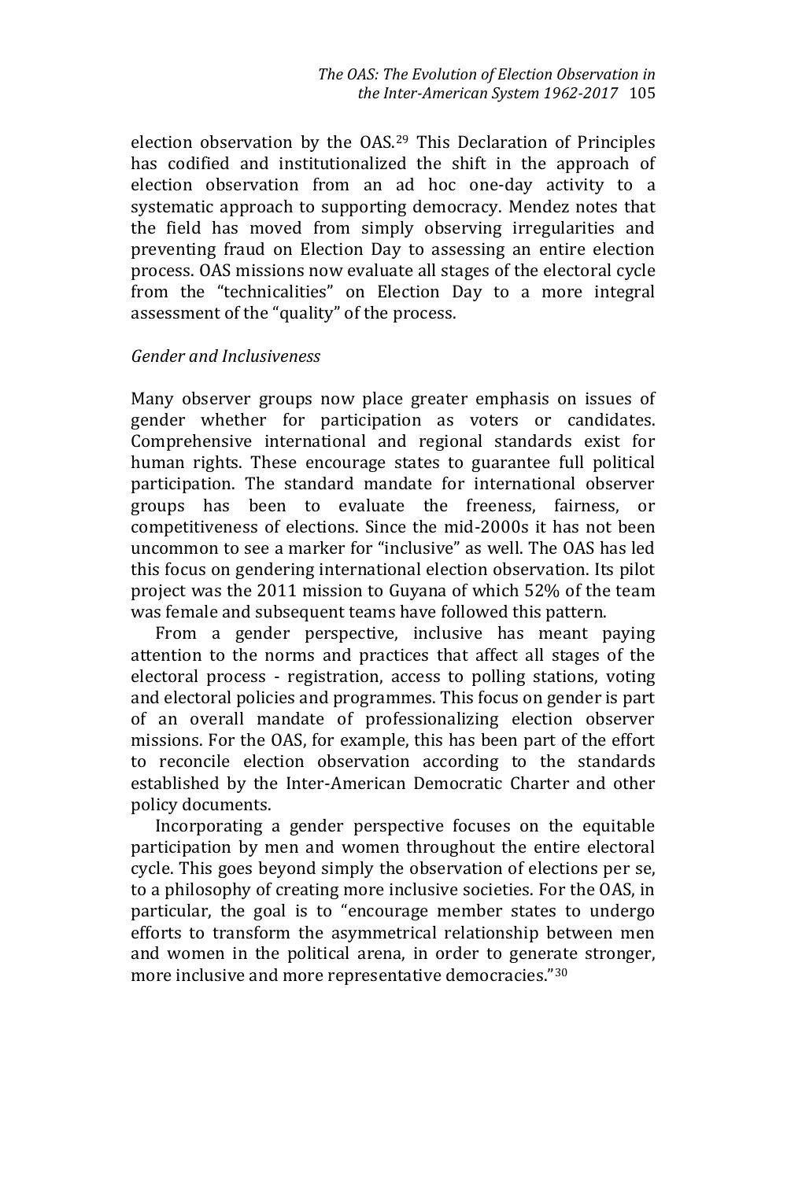election observation by the OAS.[29] This Declaration of Principles has codified and institutionalized the shift in the approach of election observation from an ad hoc one-day activity to a systematic approach to supporting democracy. Mendez notes that the field has moved from simply observing irregularities and preventing fraud on Election Day to assessing an entire election process. OAS missions now evaluate all stages of the electoral cycle from the "technicalities" on Election Day to a more integral assessment of the "quality" of the process.

*Gender and Inclusiveness*

Many observer groups now place greater emphasis on issues of gender whether for participation as voters or candidates. Comprehensive international and regional standards exist for human rights. These encourage states to guarantee full political participation. The standard mandate for international observer groups has been to evaluate the freeness, fairness, or competitiveness of elections. Since the mid-2000s it has not been uncommon to see a marker for "inclusive" as well. The OAS has led this focus on gendering international election observation. Its pilot project was the 2011 mission to Guyana of which 52% of the team was female and subsequent teams have followed this pattern.

From a gender perspective, inclusive has meant paying attention to the norms and practices that affect all stages of the electoral process - registration, access to polling stations, voting and electoral policies and programmes. This focus on gender is part of an overall mandate of professionalizing election observer missions. For the OAS, for example, this has been part of the effort to reconcile election observation according to the standards established by the Inter-American Democratic Charter and other policy documents.

Incorporating a gender perspective focuses on the equitable participation by men and women throughout the entire electoral cycle. This goes beyond simply the observation of elections per se, to a philosophy of creating more inclusive societies. For the OAS, in particular, the goal is to "encourage member states to undergo efforts to transform the asymmetrical relationship between men and women in the political arena, in order to generate stronger, more inclusive and more representative democracies."[30]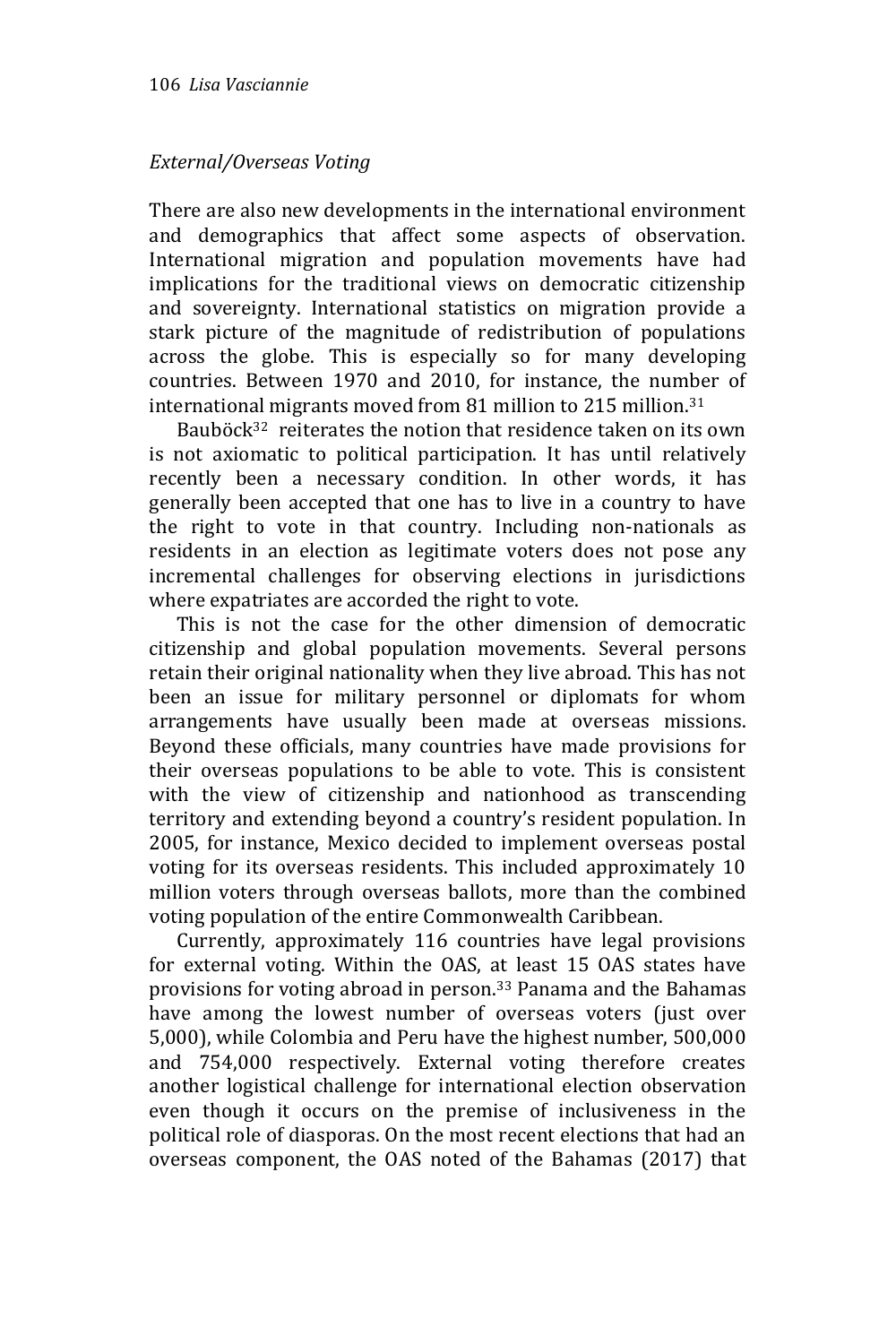*External/Overseas Voting*

There are also new developments in the international environment and demographics that affect some aspects of observation. International migration and population movements have had implications for the traditional views on democratic citizenship and sovereignty. International statistics on migration provide a stark picture of the magnitude of redistribution of populations across the globe. This is especially so for many developing countries. Between 1970 and 2010, for instance, the number of international migrants moved from 81 million to 215 million.[31]

Bauböck[32] reiterates the notion that residence taken on its own is not axiomatic to political participation. It has until relatively recently been a necessary condition. In other words, it has generally been accepted that one has to live in a country to have the right to vote in that country. Including non-nationals as residents in an election as legitimate voters does not pose any incremental challenges for observing elections in jurisdictions where expatriates are accorded the right to vote.

This is not the case for the other dimension of democratic citizenship and global population movements. Several persons retain their original nationality when they live abroad. This has not been an issue for military personnel or diplomats for whom arrangements have usually been made at overseas missions. Beyond these officials, many countries have made provisions for their overseas populations to be able to vote. This is consistent with the view of citizenship and nationhood as transcending territory and extending beyond a country's resident population. In 2005, for instance, Mexico decided to implement overseas postal voting for its overseas residents. This included approximately 10 million voters through overseas ballots, more than the combined voting population of the entire Commonwealth Caribbean.

Currently, approximately 116 countries have legal provisions for external voting. Within the OAS, at least 15 OAS states have provisions for voting abroad in person.[33] Panama and the Bahamas have among the lowest number of overseas voters (just over 5,000), while Colombia and Peru have the highest number, 500,000 and 754,000 respectively. External voting therefore creates another logistical challenge for international election observation even though it occurs on the premise of inclusiveness in the political role of diasporas. On the most recent elections that had an overseas component, the OAS noted of the Bahamas (2017) that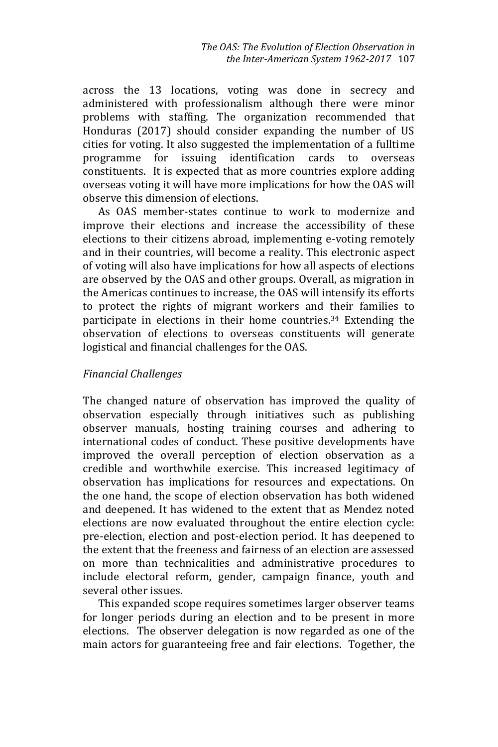across the 13 locations, voting was done in secrecy and administered with professionalism although there were minor problems with staffing. The organization recommended that Honduras (2017) should consider expanding the number of US cities for voting. It also suggested the implementation of a fulltime programme for issuing identification cards to overseas constituents. It is expected that as more countries explore adding overseas voting it will have more implications for how the OAS will observe this dimension of elections.

As OAS member-states continue to work to modernize and improve their elections and increase the accessibility of these elections to their citizens abroad, implementing e-voting remotely and in their countries, will become a reality. This electronic aspect of voting will also have implications for how all aspects of elections are observed by the OAS and other groups. Overall, as migration in the Americas continues to increase, the OAS will intensify its efforts to protect the rights of migrant workers and their families to participate in elections in their home countries.[34] Extending the observation of elections to overseas constituents will generate logistical and financial challenges for the OAS.

*Financial Challenges*

The changed nature of observation has improved the quality of observation especially through initiatives such as publishing observer manuals, hosting training courses and adhering to international codes of conduct. These positive developments have improved the overall perception of election observation as a credible and worthwhile exercise. This increased legitimacy of observation has implications for resources and expectations. On the one hand, the scope of election observation has both widened and deepened. It has widened to the extent that as Mendez noted elections are now evaluated throughout the entire election cycle: pre-election, election and post-election period. It has deepened to the extent that the freeness and fairness of an election are assessed on more than technicalities and administrative procedures to include electoral reform, gender, campaign finance, youth and several other issues.

This expanded scope requires sometimes larger observer teams for longer periods during an election and to be present in more elections. The observer delegation is now regarded as one of the main actors for guaranteeing free and fair elections. Together, the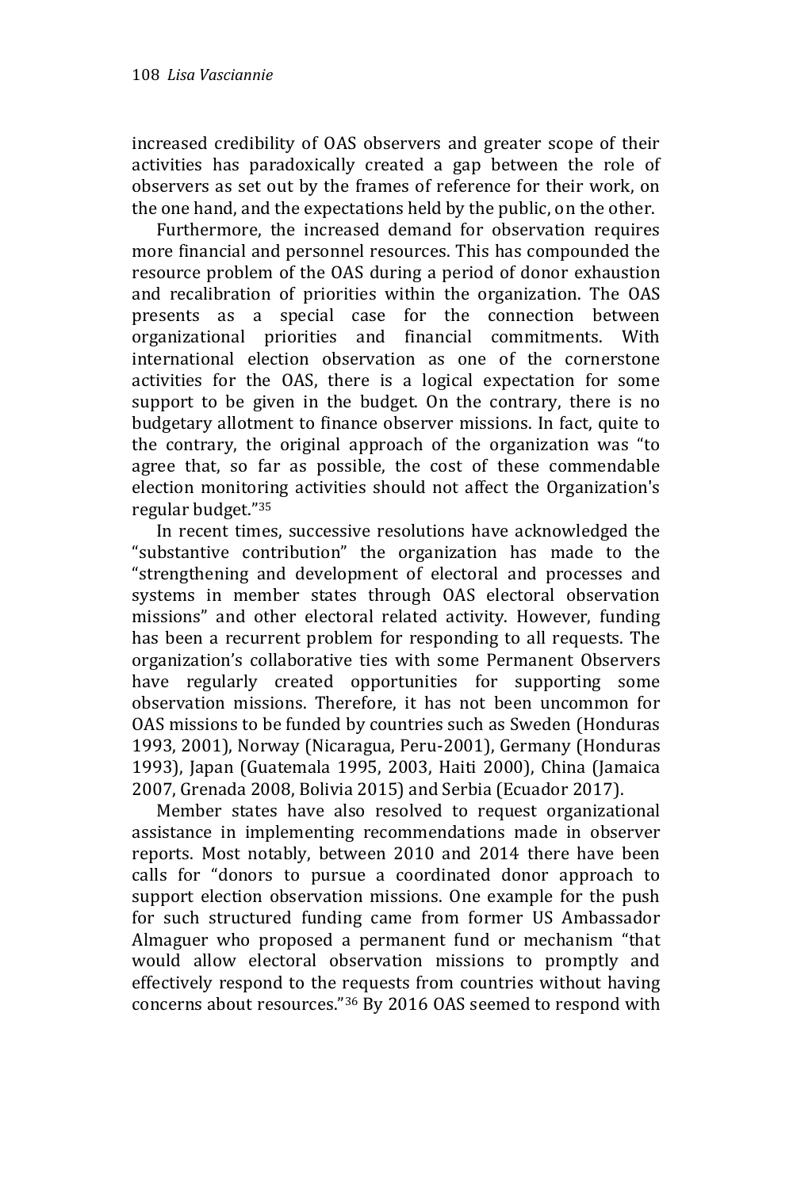increased credibility of OAS observers and greater scope of their activities has paradoxically created a gap between the role of observers as set out by the frames of reference for their work, on the one hand, and the expectations held by the public, on the other.

Furthermore, the increased demand for observation requires more financial and personnel resources. This has compounded the resource problem of the OAS during a period of donor exhaustion and recalibration of priorities within the organization. The OAS presents as a special case for the connection between organizational priorities and financial commitments. With international election observation as one of the cornerstone activities for the OAS, there is a logical expectation for some support to be given in the budget. On the contrary, there is no budgetary allotment to finance observer missions. In fact, quite to the contrary, the original approach of the organization was "to agree that, so far as possible, the cost of these commendable election monitoring activities should not affect the Organization's regular budget."[35]

In recent times, successive resolutions have acknowledged the "substantive contribution" the organization has made to the "strengthening and development of electoral and processes and systems in member states through OAS electoral observation missions" and other electoral related activity. However, funding has been a recurrent problem for responding to all requests. The organization's collaborative ties with some Permanent Observers have regularly created opportunities for supporting some observation missions. Therefore, it has not been uncommon for OAS missions to be funded by countries such as Sweden (Honduras 1993, 2001), Norway (Nicaragua, Peru-2001), Germany (Honduras 1993), Japan (Guatemala 1995, 2003, Haiti 2000), China (Jamaica 2007, Grenada 2008, Bolivia 2015) and Serbia (Ecuador 2017).

Member states have also resolved to request organizational assistance in implementing recommendations made in observer reports. Most notably, between 2010 and 2014 there have been calls for "donors to pursue a coordinated donor approach to support election observation missions. One example for the push for such structured funding came from former US Ambassador Almaguer who proposed a permanent fund or mechanism "that would allow electoral observation missions to promptly and effectively respond to the requests from countries without having concerns about resources."[36] By 2016 OAS seemed to respond with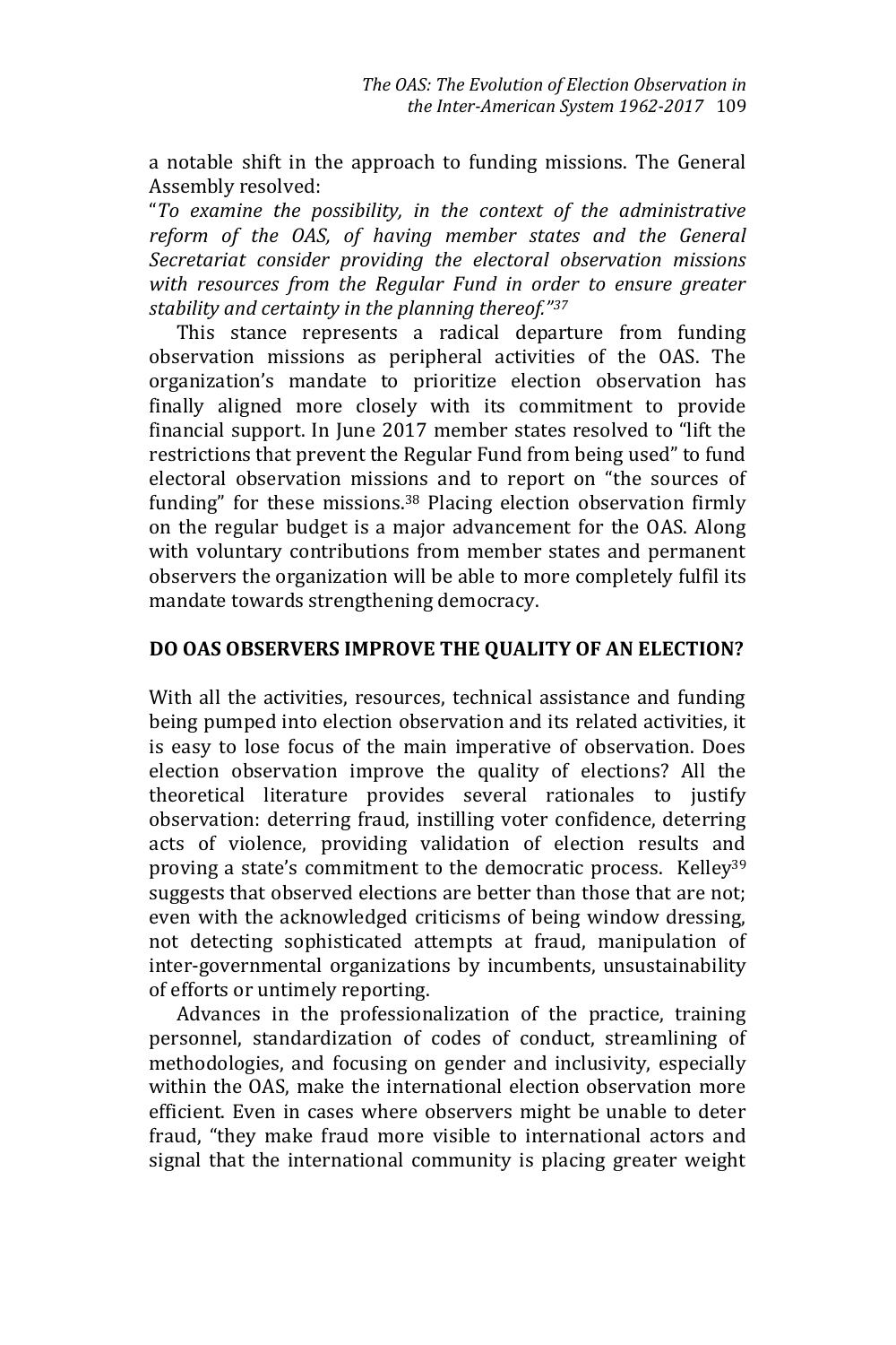a notable shift in the approach to funding missions. The General Assembly resolved:

"*To examine the possibility, in the context of the administrative reform of the OAS, of having member states and the General Secretariat consider providing the electoral observation missions with resources from the Regular Fund in order to ensure greater stability and certainty in the planning thereof.*"[37]

This stance represents a radical departure from funding observation missions as peripheral activities of the OAS. The organization's mandate to prioritize election observation has finally aligned more closely with its commitment to provide financial support. In June 2017 member states resolved to "lift the restrictions that prevent the Regular Fund from being used" to fund electoral observation missions and to report on "the sources of funding" for these missions.[38] Placing election observation firmly on the regular budget is a major advancement for the OAS. Along with voluntary contributions from member states and permanent observers the organization will be able to more completely fulfil its mandate towards strengthening democracy.

## DO OAS OBSERVERS IMPROVE THE QUALITY OF AN ELECTION?

With all the activities, resources, technical assistance and funding being pumped into election observation and its related activities, it is easy to lose focus of the main imperative of observation. Does election observation improve the quality of elections? All the theoretical literature provides several rationales to justify observation: deterring fraud, instilling voter confidence, deterring acts of violence, providing validation of election results and proving a state's commitment to the democratic process. Kelley[39] suggests that observed elections are better than those that are not; even with the acknowledged criticisms of being window dressing, not detecting sophisticated attempts at fraud, manipulation of inter-governmental organizations by incumbents, unsustainability of efforts or untimely reporting.

Advances in the professionalization of the practice, training personnel, standardization of codes of conduct, streamlining of methodologies, and focusing on gender and inclusivity, especially within the OAS, make the international election observation more efficient. Even in cases where observers might be unable to deter fraud, "they make fraud more visible to international actors and signal that the international community is placing greater weight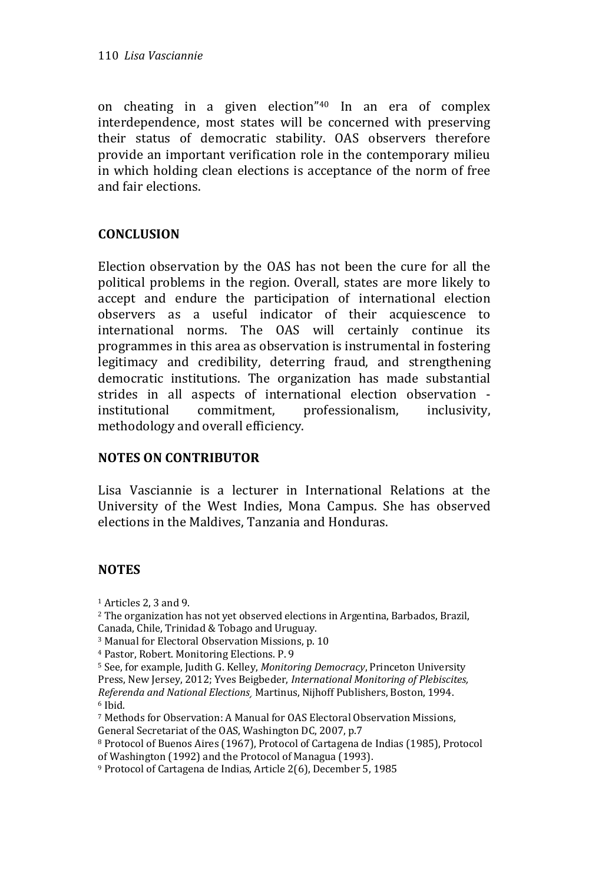on cheating in a given election"[40] In an era of complex interdependence, most states will be concerned with preserving their status of democratic stability. OAS observers therefore provide an important verification role in the contemporary milieu in which holding clean elections is acceptance of the norm of free and fair elections.

## CONCLUSION

Election observation by the OAS has not been the cure for all the political problems in the region. Overall, states are more likely to accept and endure the participation of international election observers as a useful indicator of their acquiescence to international norms. The OAS will certainly continue its programmes in this area as observation is instrumental in fostering legitimacy and credibility, deterring fraud, and strengthening democratic institutions. The organization has made substantial strides in all aspects of international election observation - institutional commitment, professionalism, inclusivity, methodology and overall efficiency.

## NOTES ON CONTRIBUTOR

Lisa Vasciannie is a lecturer in International Relations at the University of the West Indies, Mona Campus. She has observed elections in the Maldives, Tanzania and Honduras.

## NOTES

[1] Articles 2, 3 and 9.
[2] The organization has not yet observed elections in Argentina, Barbados, Brazil, Canada, Chile, Trinidad & Tobago and Uruguay.
[3] Manual for Electoral Observation Missions, p. 10
[4] Pastor, Robert. Monitoring Elections. P. 9
[5] See, for example, Judith G. Kelley, *Monitoring Democracy*, Princeton University Press, New Jersey, 2012; Yves Beigbeder, *International Monitoring of Plebiscites, Referenda and National Elections,* Martinus, Nijhoff Publishers, Boston, 1994.
[6] Ibid.
[7] Methods for Observation: A Manual for OAS Electoral Observation Missions, General Secretariat of the OAS, Washington DC, 2007, p.7
[8] Protocol of Buenos Aires (1967), Protocol of Cartagena de Indias (1985), Protocol of Washington (1992) and the Protocol of Managua (1993).
[9] Protocol of Cartagena de Indias, Article 2(6), December 5, 1985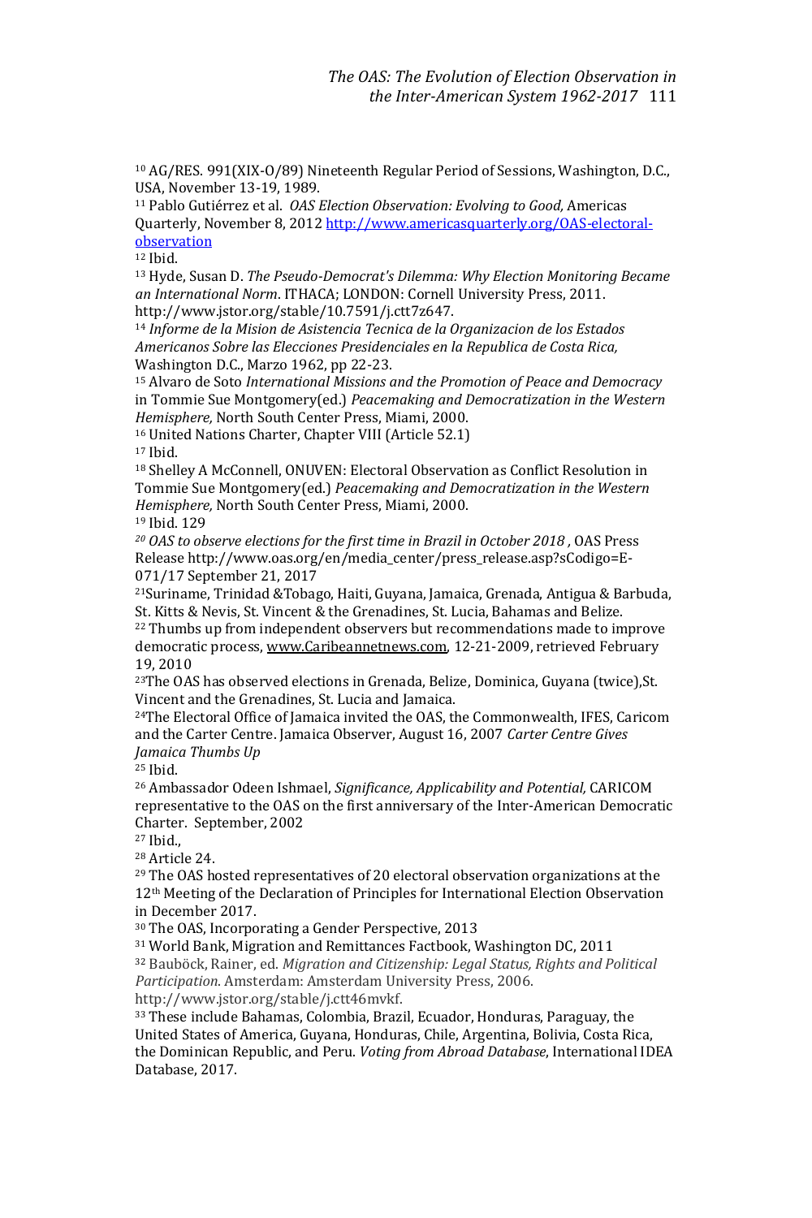[10] AG/RES. 991(XIX-O/89) Nineteenth Regular Period of Sessions, Washington, D.C., USA, November 13-19, 1989.

[11] Pablo Gutiérrez et al. *OAS Election Observation: Evolving to Good,* Americas Quarterly, November 8, 2012 http://www.americasquarterly.org/OAS-electoral-observation

[12] Ibid.

[13] Hyde, Susan D. *The Pseudo-Democrat's Dilemma: Why Election Monitoring Became an International Norm*. ITHACA; LONDON: Cornell University Press, 2011. http://www.jstor.org/stable/10.7591/j.ctt7z647.

[14] *Informe de la Mision de Asistencia Tecnica de la Organizacion de los Estados Americanos Sobre las Elecciones Presidenciales en la Republica de Costa Rica,* Washington D.C., Marzo 1962, pp 22-23.

[15] Alvaro de Soto *International Missions and the Promotion of Peace and Democracy* in Tommie Sue Montgomery(ed.) *Peacemaking and Democratization in the Western Hemisphere,* North South Center Press, Miami, 2000.

[16] United Nations Charter, Chapter VIII (Article 52.1)

[17] Ibid.

[18] Shelley A McConnell, ONUVEN: Electoral Observation as Conflict Resolution in Tommie Sue Montgomery(ed.) *Peacemaking and Democratization in the Western Hemisphere,* North South Center Press, Miami, 2000.

[19] Ibid. 129

[20] *OAS to observe elections for the first time in Brazil in October 2018* , OAS Press Release http://www.oas.org/en/media_center/press_release.asp?sCodigo=E-071/17 September 21, 2017

[21] Suriname, Trinidad &Tobago, Haiti, Guyana, Jamaica, Grenada, Antigua & Barbuda, St. Kitts & Nevis, St. Vincent & the Grenadines, St. Lucia, Bahamas and Belize.

[22] Thumbs up from independent observers but recommendations made to improve democratic process, www.Caribeannetnews.com, 12-21-2009, retrieved February 19, 2010

[23] The OAS has observed elections in Grenada, Belize, Dominica, Guyana (twice),St. Vincent and the Grenadines, St. Lucia and Jamaica.

[24] The Electoral Office of Jamaica invited the OAS, the Commonwealth, IFES, Caricom and the Carter Centre. Jamaica Observer, August 16, 2007 *Carter Centre Gives Jamaica Thumbs Up*

[25] Ibid.

[26] Ambassador Odeen Ishmael, *Significance, Applicability and Potential,* CARICOM representative to the OAS on the first anniversary of the Inter-American Democratic Charter. September, 2002

[27] Ibid.,

[28] Article 24.

[29] The OAS hosted representatives of 20 electoral observation organizations at the 12th Meeting of the Declaration of Principles for International Election Observation in December 2017.

[30] The OAS, Incorporating a Gender Perspective, 2013

[31] World Bank, Migration and Remittances Factbook, Washington DC, 2011

[32] Bauböck, Rainer, ed. *Migration and Citizenship: Legal Status, Rights and Political Participation*. Amsterdam: Amsterdam University Press, 2006. http://www.jstor.org/stable/j.ctt46mvkf.

[33] These include Bahamas, Colombia, Brazil, Ecuador, Honduras, Paraguay, the United States of America, Guyana, Honduras, Chile, Argentina, Bolivia, Costa Rica, the Dominican Republic, and Peru. *Voting from Abroad Database*, International IDEA Database, 2017.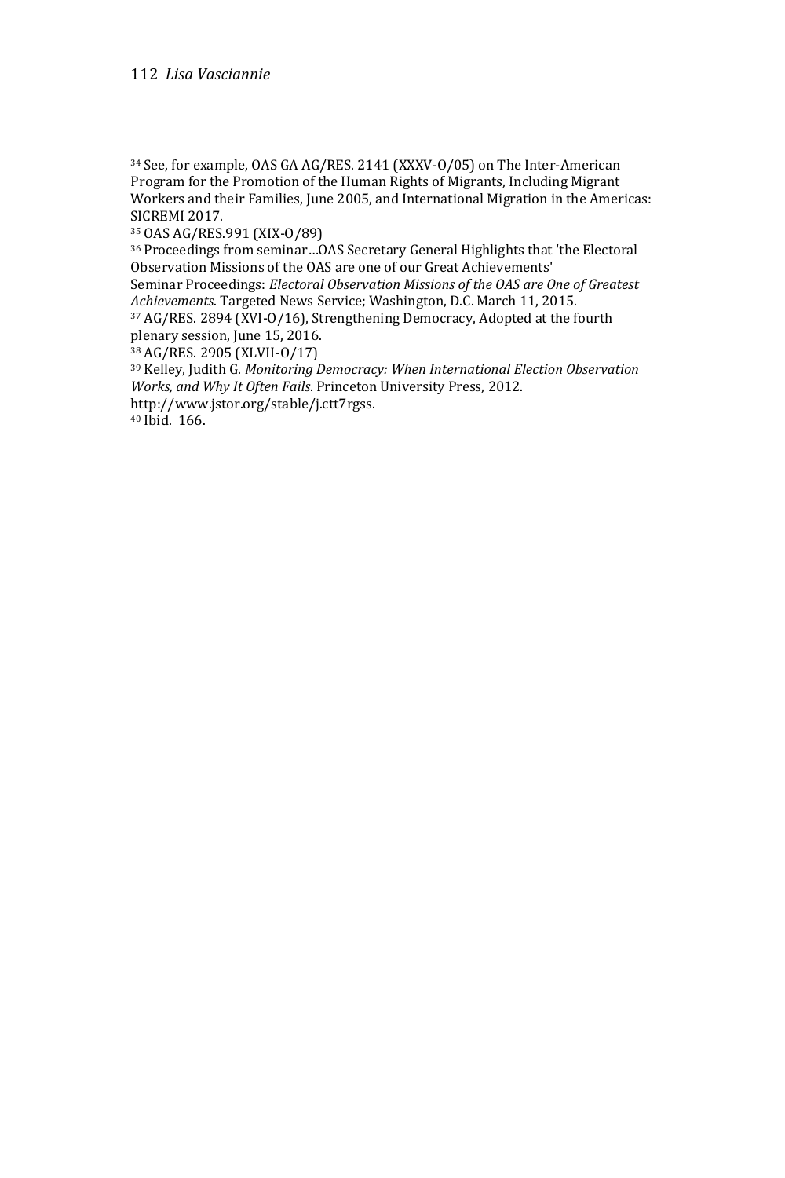[34] See, for example, OAS GA AG/RES. 2141 (XXXV-O/05) on The Inter-American Program for the Promotion of the Human Rights of Migrants, Including Migrant Workers and their Families, June 2005, and International Migration in the Americas: SICREMI 2017.

[35] OAS AG/RES.991 (XIX-O/89)

[36] Proceedings from seminar…OAS Secretary General Highlights that 'the Electoral Observation Missions of the OAS are one of our Great Achievements' Seminar Proceedings: *Electoral Observation Missions of the OAS are One of Greatest Achievements*. Targeted News Service; Washington, D.C. March 11, 2015.

[37] AG/RES. 2894 (XVI-O/16), Strengthening Democracy, Adopted at the fourth plenary session, June 15, 2016.

[38] AG/RES. 2905 (XLVII-O/17)

[39] Kelley, Judith G. *Monitoring Democracy: When International Election Observation Works, and Why It Often Fails*. Princeton University Press, 2012. http://www.jstor.org/stable/j.ctt7rgss.

[40] Ibid. 166.